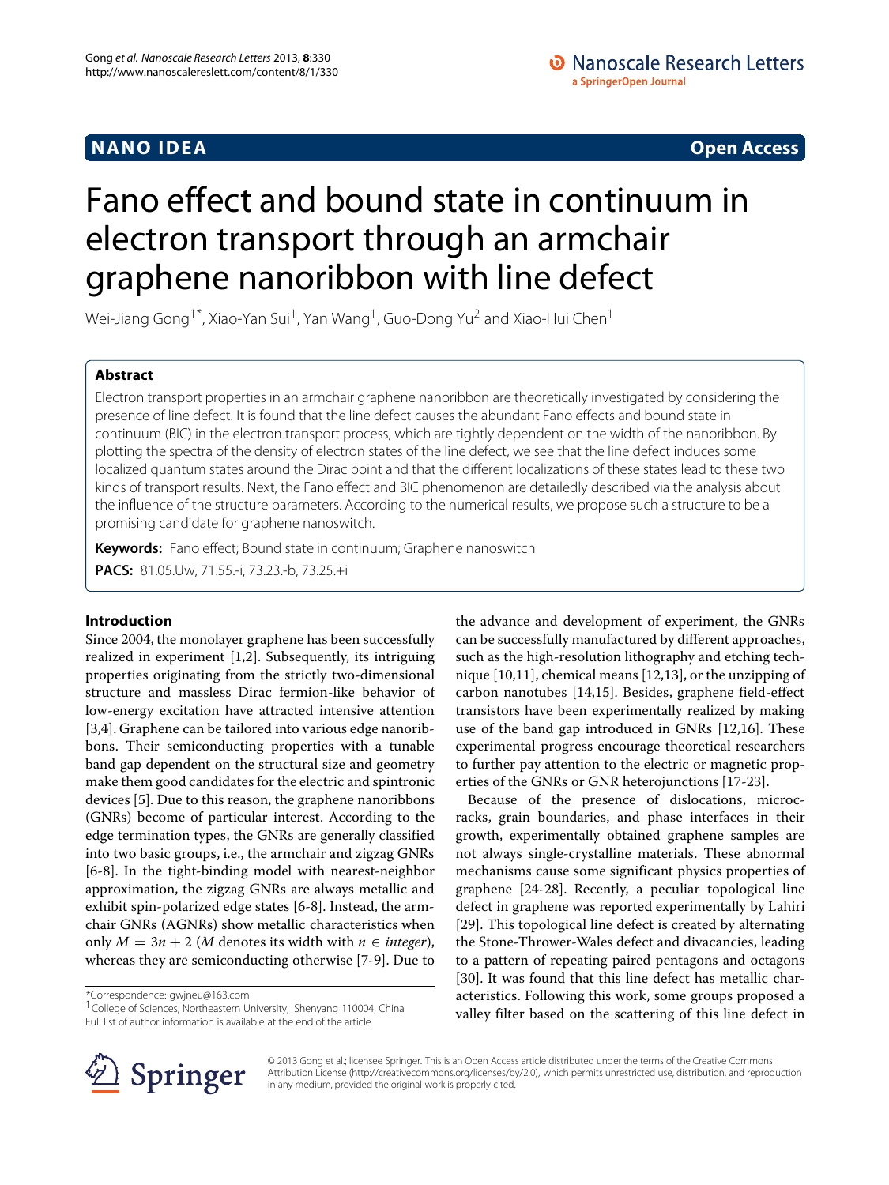**NANO IDEA** **Open Access**

# Fano effect and bound state in continuum in electron transport through an armchair graphene nanoribbon with line defect

Wei-Jiang Gong[1*], Xiao-Yan Sui[1], Yan Wang[1], Guo-Dong Yu[2] and Xiao-Hui Chen[1]

## Abstract

Electron transport properties in an armchair graphene nanoribbon are theoretically investigated by considering the presence of line defect. It is found that the line defect causes the abundant Fano effects and bound state in continuum (BIC) in the electron transport process, which are tightly dependent on the width of the nanoribbon. By plotting the spectra of the density of electron states of the line defect, we see that the line defect induces some localized quantum states around the Dirac point and that the different localizations of these states lead to these two kinds of transport results. Next, the Fano effect and BIC phenomenon are detailedly described via the analysis about the influence of the structure parameters. According to the numerical results, we propose such a structure to be a promising candidate for graphene nanoswitch.

**Keywords:** Fano effect; Bound state in continuum; Graphene nanoswitch

**PACS:** 81.05.Uw, 71.55.-i, 73.23.-b, 73.25.+i

## Introduction

Since 2004, the monolayer graphene has been successfully realized in experiment [1,2]. Subsequently, its intriguing properties originating from the strictly two-dimensional structure and massless Dirac fermion-like behavior of low-energy excitation have attracted intensive attention [3,4]. Graphene can be tailored into various edge nanoribbons. Their semiconducting properties with a tunable band gap dependent on the structural size and geometry make them good candidates for the electric and spintronic devices [5]. Due to this reason, the graphene nanoribbons (GNRs) become of particular interest. According to the edge termination types, the GNRs are generally classified into two basic groups, i.e., the armchair and zigzag GNRs [6-8]. In the tight-binding model with nearest-neighbor approximation, the zigzag GNRs are always metallic and exhibit spin-polarized edge states [6-8]. Instead, the armchair GNRs (AGNRs) show metallic characteristics when only $M = 3n + 2$ ($M$ denotes its width with $n \in$ *integer*), whereas they are semiconducting otherwise [7-9]. Due to the advance and development of experiment, the GNRs can be successfully manufactured by different approaches, such as the high-resolution lithography and etching technique [10,11], chemical means [12,13], or the unzipping of carbon nanotubes [14,15]. Besides, graphene field-effect transistors have been experimentally realized by making use of the band gap introduced in GNRs [12,16]. These experimental progress encourage theoretical researchers to further pay attention to the electric or magnetic properties of the GNRs or GNR heterojunctions [17-23].

Because of the presence of dislocations, microcracks, grain boundaries, and phase interfaces in their growth, experimentally obtained graphene samples are not always single-crystalline materials. These abnormal mechanisms cause some significant physics properties of graphene [24-28]. Recently, a peculiar topological line defect in graphene was reported experimentally by Lahiri [29]. This topological line defect is created by alternating the Stone-Thrower-Wales defect and divacancies, leading to a pattern of repeating paired pentagons and octagons [30]. It was found that this line defect has metallic characteristics. Following this work, some groups proposed a valley filter based on the scattering of this line defect in

*Correspondence: gwjneu@163.com
[1]College of Sciences, Northeastern University, Shenyang 110004, China
Full list of author information is available at the end of the article

© 2013 Gong et al.; licensee Springer. This is an Open Access article distributed under the terms of the Creative Commons Attribution License (http://creativecommons.org/licenses/by/2.0), which permits unrestricted use, distribution, and reproduction in any medium, provided the original work is properly cited.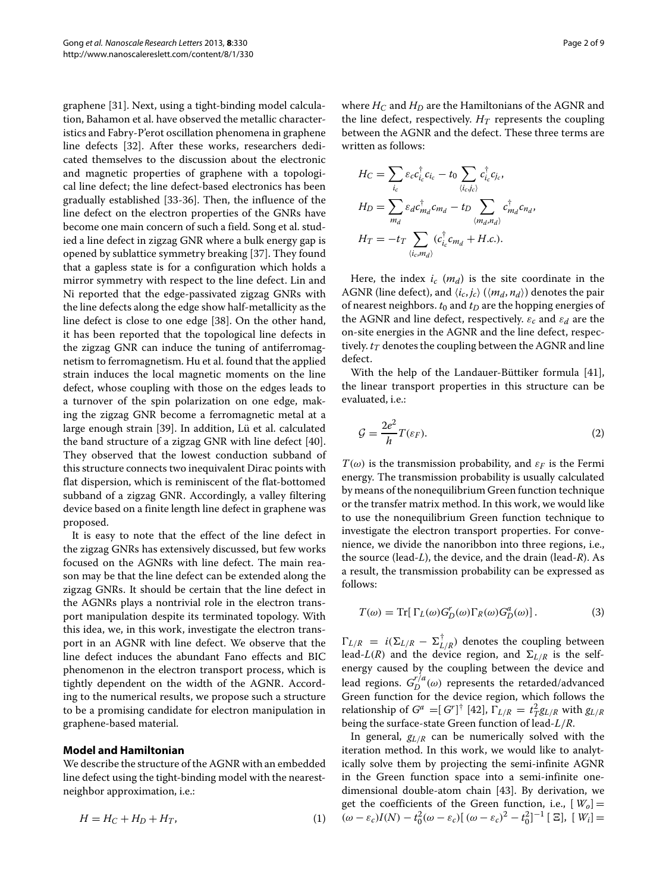graphene [31]. Next, using a tight-binding model calculation, Bahamon et al. have observed the metallic characteristics and Fabry-P'erot oscillation phenomena in graphene line defects [32]. After these works, researchers dedicated themselves to the discussion about the electronic and magnetic properties of graphene with a topological line defect; the line defect-based electronics has been gradually established [33-36]. Then, the influence of the line defect on the electron properties of the GNRs have become one main concern of such a field. Song et al. studied a line defect in zigzag GNR where a bulk energy gap is opened by sublattice symmetry breaking [37]. They found that a gapless state is for a configuration which holds a mirror symmetry with respect to the line defect. Lin and Ni reported that the edge-passivated zigzag GNRs with the line defects along the edge show half-metallicity as the line defect is close to one edge [38]. On the other hand, it has been reported that the topological line defects in the zigzag GNR can induce the tuning of antiferromagnetism to ferromagnetism. Hu et al. found that the applied strain induces the local magnetic moments on the line defect, whose coupling with those on the edges leads to a turnover of the spin polarization on one edge, making the zigzag GNR become a ferromagnetic metal at a large enough strain [39]. In addition, Lü et al. calculated the band structure of a zigzag GNR with line defect [40]. They observed that the lowest conduction subband of this structure connects two inequivalent Dirac points with flat dispersion, which is reminiscent of the flat-bottomed subband of a zigzag GNR. Accordingly, a valley filtering device based on a finite length line defect in graphene was proposed.

It is easy to note that the effect of the line defect in the zigzag GNRs has extensively discussed, but few works focused on the AGNRs with line defect. The main reason may be that the line defect can be extended along the zigzag GNRs. It should be certain that the line defect in the AGNRs plays a nontrivial role in the electron transport manipulation despite its terminated topology. With this idea, we, in this work, investigate the electron transport in an AGNR with line defect. We observe that the line defect induces the abundant Fano effects and BIC phenomenon in the electron transport process, which is tightly dependent on the width of the AGNR. According to the numerical results, we propose such a structure to be a promising candidate for electron manipulation in graphene-based material.

## Model and Hamiltonian

We describe the structure of the AGNR with an embedded line defect using the tight-binding model with the nearest-neighbor approximation, i.e.:

$$H = H_C + H_D + H_T, \tag{1}$$

where $H_C$ and $H_D$ are the Hamiltonians of the AGNR and the line defect, respectively. $H_T$ represents the coupling between the AGNR and the defect. These three terms are written as follows:

$$H_C = \sum_{i_c} \varepsilon_c c_{i_c}^\dagger c_{i_c} - t_0 \sum_{\langle i_c, j_c \rangle} c_{i_c}^\dagger c_{j_c},$$
$$H_D = \sum_{m_d} \varepsilon_d c_{m_d}^\dagger c_{m_d} - t_D \sum_{\langle m_d, n_d \rangle} c_{m_d}^\dagger c_{n_d},$$
$$H_T = -t_T \sum_{\langle i_c, m_d \rangle} (c_{i_c}^\dagger c_{m_d} + H.c.).$$

Here, the index $i_c$ ($m_d$) is the site coordinate in the AGNR (line defect), and $\langle i_c, j_c \rangle$ ($\langle m_d, n_d \rangle$) denotes the pair of nearest neighbors. $t_0$ and $t_D$ are the hopping energies of the AGNR and line defect, respectively. $\varepsilon_c$ and $\varepsilon_d$ are the on-site energies in the AGNR and the line defect, respectively. $t_T$ denotes the coupling between the AGNR and line defect.

With the help of the Landauer-Büttiker formula [41], the linear transport properties in this structure can be evaluated, i.e.:

$$\mathcal{G} = \frac{2e^2}{h} T(\varepsilon_F). \tag{2}$$

$T(\omega)$ is the transmission probability, and $\varepsilon_F$ is the Fermi energy. The transmission probability is usually calculated by means of the nonequilibrium Green function technique or the transfer matrix method. In this work, we would like to use the nonequilibrium Green function technique to investigate the electron transport properties. For convenience, we divide the nanoribbon into three regions, i.e., the source (lead-*L*), the device, and the drain (lead-*R*). As a result, the transmission probability can be expressed as follows:

$$T(\omega) = \mathrm{Tr}[\,\Gamma_L(\omega) G_D^r(\omega) \Gamma_R(\omega) G_D^a(\omega)]\,. \tag{3}$$

$\Gamma_{L/R} = i(\Sigma_{L/R} - \Sigma_{L/R}^\dagger)$ denotes the coupling between lead-$L(R)$ and the device region, and $\Sigma_{L/R}$ is the self-energy caused by the coupling between the device and lead regions. $G_D^{r/a}(\omega)$ represents the retarded/advanced Green function for the device region, which follows the relationship of $G^a = [G^r]^\dagger$ [42], $\Gamma_{L/R} = t_T^2 g_{L/R}$ with $g_{L/R}$ being the surface-state Green function of lead-$L/R$.

In general, $g_{L/R}$ can be numerically solved with the iteration method. In this work, we would like to analytically solve them by projecting the semi-infinite AGNR in the Green function space into a semi-infinite one-dimensional double-atom chain [43]. By derivation, we get the coefficients of the Green function, i.e., $[\,W_o] = (\omega - \varepsilon_c) I(N) - t_0^2 (\omega - \varepsilon_c)[\,(\omega - \varepsilon_c)^2 - t_0^2]^{-1}\,[\,\Xi]$, $[\,W_i] =$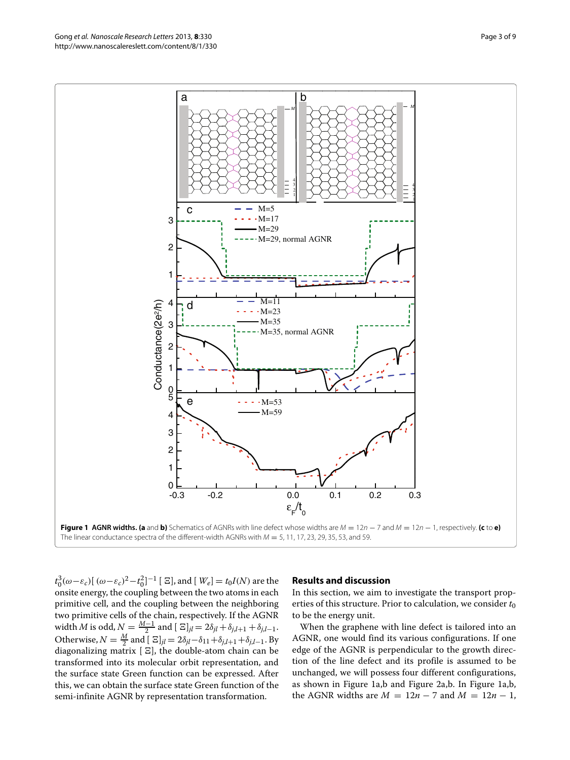**Figure 1 AGNR widths. (a and b)** Schematics of AGNRs with line defect whose widths are $M = 12n - 7$ and $M = 12n - 1$, respectively. **(c to e)** The linear conductance spectra of the different-width AGNRs with $M = 5, 11, 17, 23, 29, 35, 53$, and 59.

$t_0^3(\omega-\varepsilon_c)[(\omega-\varepsilon_c)^2-t_0^2]^{-1}[\Xi]$, and $[W_e] = t_0 I(N)$ are the onsite energy, the coupling between the two atoms in each primitive cell, and the coupling between the neighboring two primitive cells of the chain, respectively. If the AGNR width $M$ is odd, $N = \frac{M-1}{2}$ and $[\Xi]_{jl} = 2\delta_{jl} + \delta_{j,l+1} + \delta_{j,l-1}$. Otherwise, $N = \frac{M}{2}$ and $[\Xi]_{jl} = 2\delta_{jl} - \delta_{11} + \delta_{j,l+1} + \delta_{j,l-1}$. By diagonalizing matrix $[\Xi]$, the double-atom chain can be transformed into its molecular orbit representation, and the surface state Green function can be expressed. After this, we can obtain the surface state Green function of the semi-infinite AGNR by representation transformation.

## Results and discussion

In this section, we aim to investigate the transport properties of this structure. Prior to calculation, we consider $t_0$ to be the energy unit.

When the graphene with line defect is tailored into an AGNR, one would find its various configurations. If one edge of the AGNR is perpendicular to the growth direction of the line defect and its profile is assumed to be unchanged, we will possess four different configurations, as shown in Figure 1a,b and Figure 2a,b. In Figure 1a,b, the AGNR widths are $M = 12n - 7$ and $M = 12n - 1$,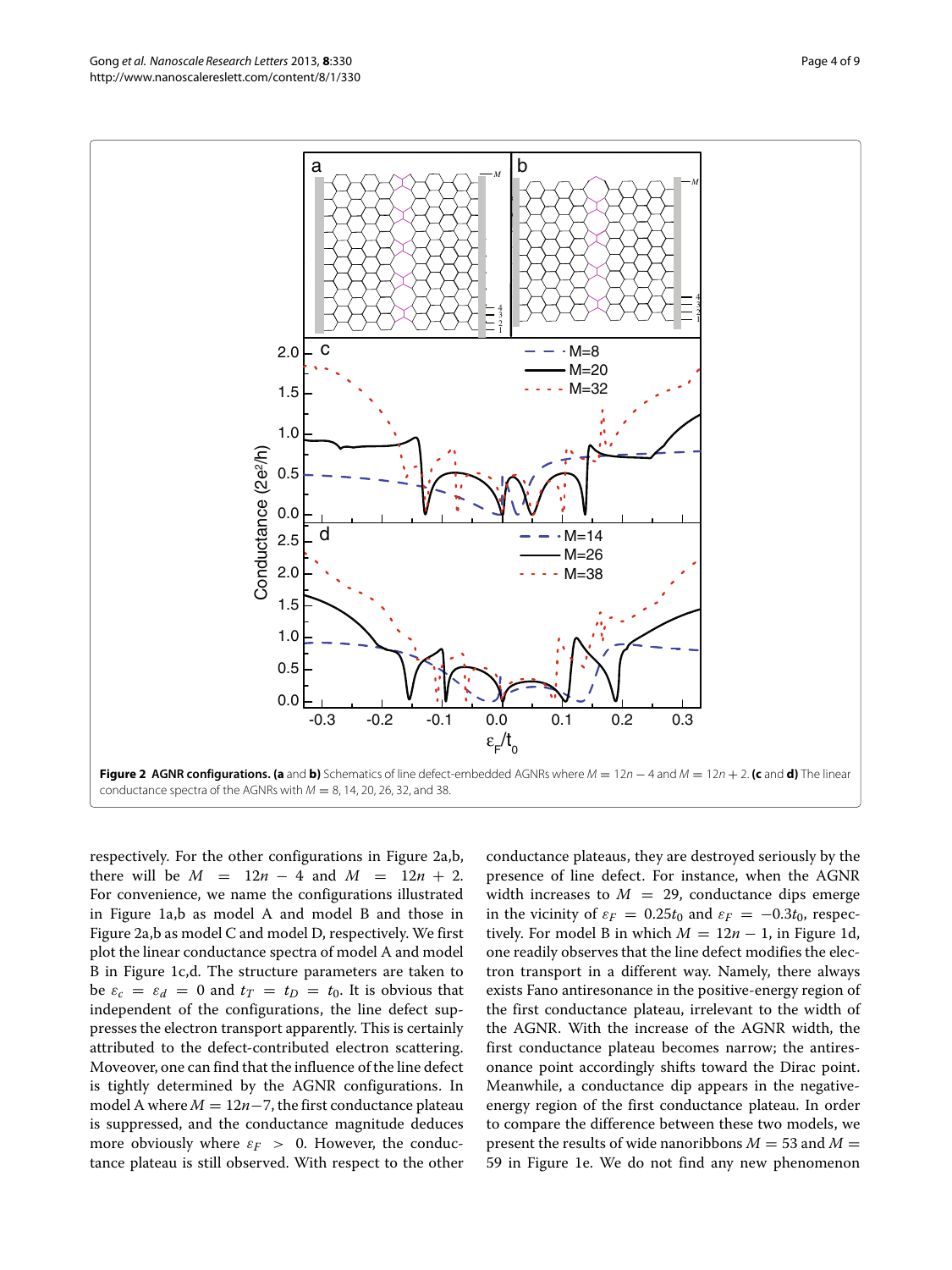**Figure 2 AGNR configurations. (a** and **b)** Schematics of line defect-embedded AGNRs where $M = 12n - 4$ and $M = 12n + 2$. **(c** and **d)** The linear conductance spectra of the AGNRs with $M = 8, 14, 20, 26, 32$, and 38.

respectively. For the other configurations in Figure 2a,b, there will be $M = 12n - 4$ and $M = 12n + 2$. For convenience, we name the configurations illustrated in Figure 1a,b as model A and model B and those in Figure 2a,b as model C and model D, respectively. We first plot the linear conductance spectra of model A and model B in Figure 1c,d. The structure parameters are taken to be $\varepsilon_c = \varepsilon_d = 0$ and $t_T = t_D = t_0$. It is obvious that independent of the configurations, the line defect suppresses the electron transport apparently. This is certainly attributed to the defect-contributed electron scattering. Moveover, one can find that the influence of the line defect is tightly determined by the AGNR configurations. In model A where $M = 12n - 7$, the first conductance plateau is suppressed, and the conductance magnitude deduces more obviously where $\varepsilon_F > 0$. However, the conductance plateau is still observed. With respect to the other conductance plateaus, they are destroyed seriously by the presence of line defect. For instance, when the AGNR width increases to $M = 29$, conductance dips emerge in the vicinity of $\varepsilon_F = 0.25t_0$ and $\varepsilon_F = -0.3t_0$, respectively. For model B in which $M = 12n - 1$, in Figure 1d, one readily observes that the line defect modifies the electron transport in a different way. Namely, there always exists Fano antiresonance in the positive-energy region of the first conductance plateau, irrelevant to the width of the AGNR. With the increase of the AGNR width, the first conductance plateau becomes narrow; the antiresonance point accordingly shifts toward the Dirac point. Meanwhile, a conductance dip appears in the negative-energy region of the first conductance plateau. In order to compare the difference between these two models, we present the results of wide nanoribbons $M = 53$ and $M = 59$ in Figure 1e. We do not find any new phenomenon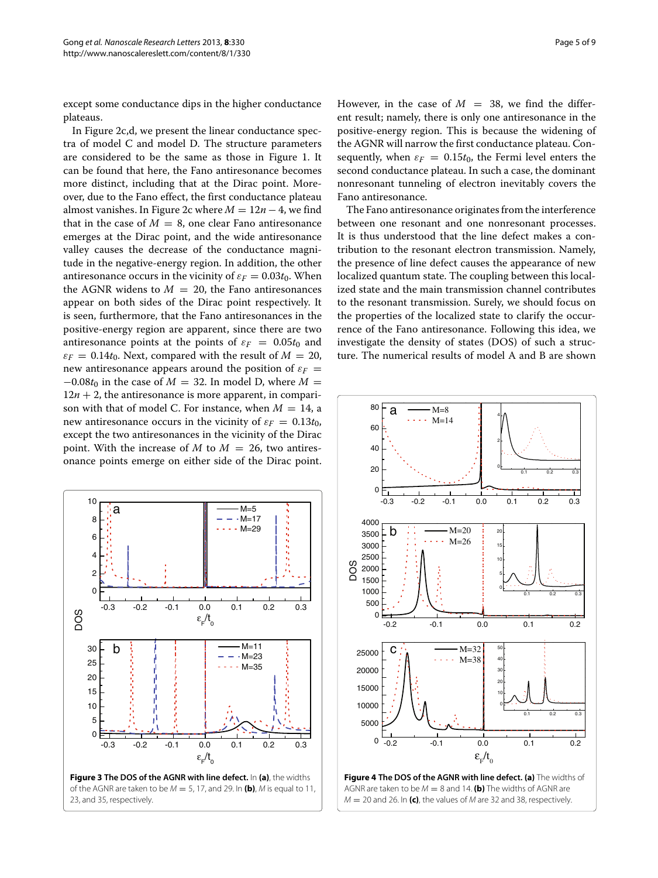except some conductance dips in the higher conductance plateaus.

In Figure 2c,d, we present the linear conductance spectra of model C and model D. The structure parameters are considered to be the same as those in Figure 1. It can be found that here, the Fano antiresonance becomes more distinct, including that at the Dirac point. Moreover, due to the Fano effect, the first conductance plateau almost vanishes. In Figure 2c where $M = 12n - 4$, we find that in the case of $M = 8$, one clear Fano antiresonance emerges at the Dirac point, and the wide antiresonance valley causes the decrease of the conductance magnitude in the negative-energy region. In addition, the other antiresonance occurs in the vicinity of $\varepsilon_F = 0.03t_0$. When the AGNR widens to $M = 20$, the Fano antiresonances appear on both sides of the Dirac point respectively. It is seen, furthermore, that the Fano antiresonances in the positive-energy region are apparent, since there are two antiresonance points at the points of $\varepsilon_F = 0.05t_0$ and $\varepsilon_F = 0.14t_0$. Next, compared with the result of $M = 20$, new antiresonance appears around the position of $\varepsilon_F = -0.08t_0$ in the case of $M = 32$. In model D, where $M = 12n + 2$, the antiresonance is more apparent, in comparison with that of model C. For instance, when $M = 14$, a new antiresonance occurs in the vicinity of $\varepsilon_F = 0.13t_0$, except the two antiresonances in the vicinity of the Dirac point. With the increase of $M$ to $M = 26$, two antiresonance points emerge on either side of the Dirac point. However, in the case of $M = 38$, we find the different result; namely, there is only one antiresonance in the positive-energy region. This is because the widening of the AGNR will narrow the first conductance plateau. Consequently, when $\varepsilon_F = 0.15t_0$, the Fermi level enters the second conductance plateau. In such a case, the dominant nonresonant tunneling of electron inevitably covers the Fano antiresonance.

The Fano antiresonance originates from the interference between one resonant and one nonresonant processes. It is thus understood that the line defect makes a contribution to the resonant electron transmission. Namely, the presence of line defect causes the appearance of new localized quantum state. The coupling between this localized state and the main transmission channel contributes to the resonant transmission. Surely, we should focus on the properties of the localized state to clarify the occurrence of the Fano antiresonance. Following this idea, we investigate the density of states (DOS) of such a structure. The numerical results of model A and B are shown

**Figure 3 The DOS of the AGNR with line defect.** In **(a)**, the widths of the AGNR are taken to be $M = 5$, 17, and 29. In **(b)**, $M$ is equal to 11, 23, and 35, respectively.

**Figure 4 The DOS of the AGNR with line defect. (a)** The widths of AGNR are taken to be $M = 8$ and 14. **(b)** The widths of AGNR are $M = 20$ and 26. In **(c)**, the values of $M$ are 32 and 38, respectively.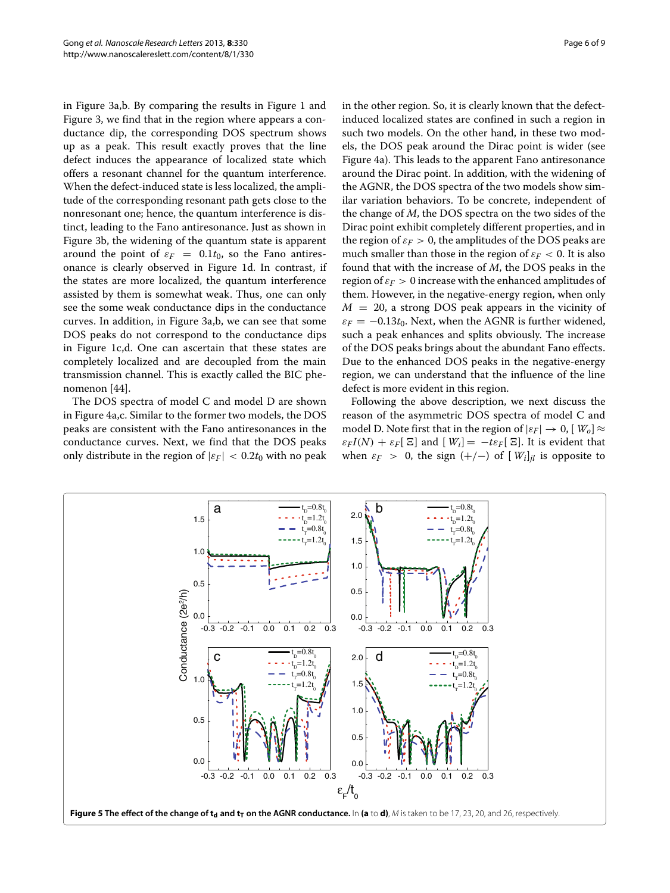in Figure 3a,b. By comparing the results in Figure 1 and Figure 3, we find that in the region where appears a conductance dip, the corresponding DOS spectrum shows up as a peak. This result exactly proves that the line defect induces the appearance of localized state which offers a resonant channel for the quantum interference. When the defect-induced state is less localized, the amplitude of the corresponding resonant path gets close to the nonresonant one; hence, the quantum interference is distinct, leading to the Fano antiresonance. Just as shown in Figure 3b, the widening of the quantum state is apparent around the point of $\varepsilon_F = 0.1t_0$, so the Fano antiresonance is clearly observed in Figure 1d. In contrast, if the states are more localized, the quantum interference assisted by them is somewhat weak. Thus, one can only see the some weak conductance dips in the conductance curves. In addition, in Figure 3a,b, we can see that some DOS peaks do not correspond to the conductance dips in Figure 1c,d. One can ascertain that these states are completely localized and are decoupled from the main transmission channel. This is exactly called the BIC phenomenon [44].

The DOS spectra of model C and model D are shown in Figure 4a,c. Similar to the former two models, the DOS peaks are consistent with the Fano antiresonances in the conductance curves. Next, we find that the DOS peaks only distribute in the region of $|\varepsilon_F| < 0.2t_0$ with no peak in the other region. So, it is clearly known that the defect-induced localized states are confined in such a region in such two models. On the other hand, in these two models, the DOS peak around the Dirac point is wider (see Figure 4a). This leads to the apparent Fano antiresonance around the Dirac point. In addition, with the widening of the AGNR, the DOS spectra of the two models show similar variation behaviors. To be concrete, independent of the change of $M$, the DOS spectra on the two sides of the Dirac point exhibit completely different properties, and in the region of $\varepsilon_F > 0$, the amplitudes of the DOS peaks are much smaller than those in the region of $\varepsilon_F < 0$. It is also found that with the increase of $M$, the DOS peaks in the region of $\varepsilon_F > 0$ increase with the enhanced amplitudes of them. However, in the negative-energy region, when only $M = 20$, a strong DOS peak appears in the vicinity of $\varepsilon_F = -0.13t_0$. Next, when the AGNR is further widened, such a peak enhances and splits obviously. The increase of the DOS peaks brings about the abundant Fano effects. Due to the enhanced DOS peaks in the negative-energy region, we can understand that the influence of the line defect is more evident in this region.

Following the above description, we next discuss the reason of the asymmetric DOS spectra of model C and model D. Note first that in the region of $|\varepsilon_F| \to 0$, $[W_o] \approx \varepsilon_F I(N) + \varepsilon_F[\Xi]$ and $[W_i] = -t\varepsilon_F[\Xi]$. It is evident that when $\varepsilon_F > 0$, the sign $(+/-)$ of $[W_i]_{jl}$ is opposite to

**Figure 5 The effect of the change of $t_d$ and $t_T$ on the AGNR conductance.** In **(a** to **d)**, $M$ is taken to be 17, 23, 20, and 26, respectively.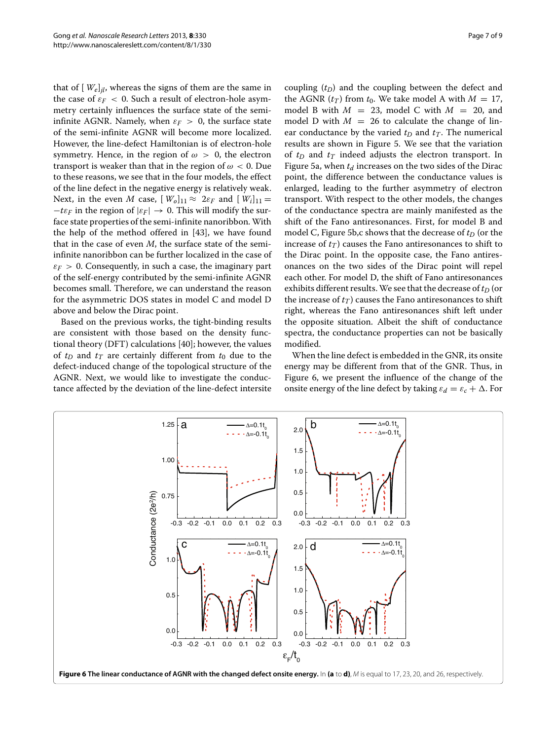that of $[W_e]_{jl}$, whereas the signs of them are the same in the case of $\varepsilon_F < 0$. Such a result of electron-hole asymmetry certainly influences the surface state of the semi-infinite AGNR. Namely, when $\varepsilon_F > 0$, the surface state of the semi-infinite AGNR will become more localized. However, the line-defect Hamiltonian is of electron-hole symmetry. Hence, in the region of $\omega > 0$, the electron transport is weaker than that in the region of $\omega < 0$. Due to these reasons, we see that in the four models, the effect of the line defect in the negative energy is relatively weak. Next, in the even $M$ case, $[W_o]_{11} \approx 2\varepsilon_F$ and $[W_i]_{11} = -t\varepsilon_F$ in the region of $|\varepsilon_F| \to 0$. This will modify the surface state properties of the semi-infinite nanoribbon. With the help of the method offered in [43], we have found that in the case of even $M$, the surface state of the semi-infinite nanoribbon can be further localized in the case of $\varepsilon_F > 0$. Consequently, in such a case, the imaginary part of the self-energy contributed by the semi-infinite AGNR becomes small. Therefore, we can understand the reason for the asymmetric DOS states in model C and model D above and below the Dirac point.

Based on the previous works, the tight-binding results are consistent with those based on the density functional theory (DFT) calculations [40]; however, the values of $t_D$ and $t_T$ are certainly different from $t_0$ due to the defect-induced change of the topological structure of the AGNR. Next, we would like to investigate the conductance affected by the deviation of the line-defect intersite coupling ($t_D$) and the coupling between the defect and the AGNR ($t_T$) from $t_0$. We take model A with $M = 17$, model B with $M = 23$, model C with $M = 20$, and model D with $M = 26$ to calculate the change of linear conductance by the varied $t_D$ and $t_T$. The numerical results are shown in Figure 5. We see that the variation of $t_D$ and $t_T$ indeed adjusts the electron transport. In Figure 5a, when $t_d$ increases on the two sides of the Dirac point, the difference between the conductance values is enlarged, leading to the further asymmetry of electron transport. With respect to the other models, the changes of the conductance spectra are mainly manifested as the shift of the Fano antiresonances. First, for model B and model C, Figure 5b,c shows that the decrease of $t_D$ (or the increase of $t_T$) causes the Fano antiresonances to shift to the Dirac point. In the opposite case, the Fano antiresonances on the two sides of the Dirac point will repel each other. For model D, the shift of Fano antiresonances exhibits different results. We see that the decrease of $t_D$ (or the increase of $t_T$) causes the Fano antiresonances to shift right, whereas the Fano antiresonances shift left under the opposite situation. Albeit the shift of conductance spectra, the conductance properties can not be basically modified.

When the line defect is embedded in the GNR, its onsite energy may be different from that of the GNR. Thus, in Figure 6, we present the influence of the change of the onsite energy of the line defect by taking $\varepsilon_d = \varepsilon_c + \Delta$. For

**Figure 6 The linear conductance of AGNR with the changed defect onsite energy.** In **(a** to **d)**, $M$ is equal to 17, 23, 20, and 26, respectively.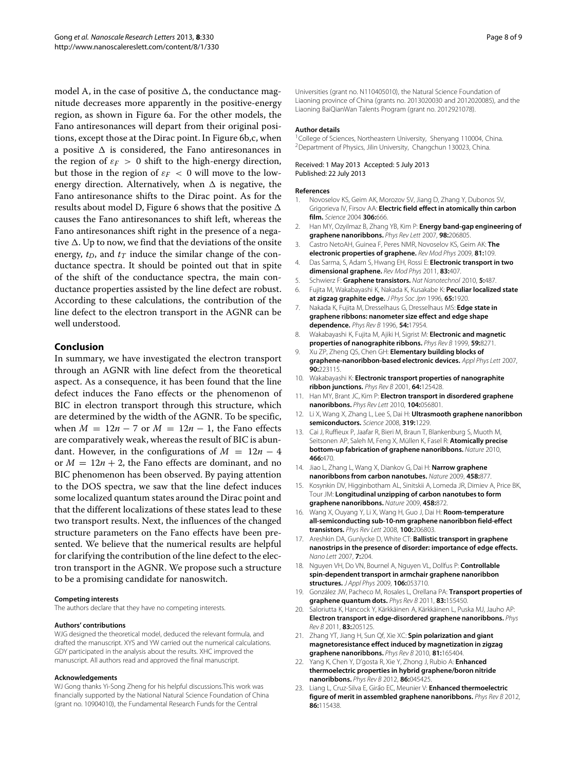model A, in the case of positive $\Delta$, the conductance magnitude decreases more apparently in the positive-energy region, as shown in Figure 6a. For the other models, the Fano antiresonances will depart from their original positions, except those at the Dirac point. In Figure 6b,c, when a positive $\Delta$ is considered, the Fano antiresonances in the region of $\varepsilon_F > 0$ shift to the high-energy direction, but those in the region of $\varepsilon_F < 0$ will move to the low-energy direction. Alternatively, when $\Delta$ is negative, the Fano antiresonance shifts to the Dirac point. As for the results about model D, Figure 6 shows that the positive $\Delta$ causes the Fano antiresonances to shift left, whereas the Fano antiresonances shift right in the presence of a negative $\Delta$. Up to now, we find that the deviations of the onsite energy, $t_D$, and $t_T$ induce the similar change of the conductance spectra. It should be pointed out that in spite of the shift of the conductance spectra, the main conductance properties assisted by the line defect are robust. According to these calculations, the contribution of the line defect to the electron transport in the AGNR can be well understood.

## Conclusion

In summary, we have investigated the electron transport through an AGNR with line defect from the theoretical aspect. As a consequence, it has been found that the line defect induces the Fano effects or the phenomenon of BIC in electron transport through this structure, which are determined by the width of the AGNR. To be specific, when $M = 12n - 7$ or $M = 12n - 1$, the Fano effects are comparatively weak, whereas the result of BIC is abundant. However, in the configurations of $M = 12n - 4$ or $M = 12n + 2$, the Fano effects are dominant, and no BIC phenomenon has been observed. By paying attention to the DOS spectra, we saw that the line defect induces some localized quantum states around the Dirac point and that the different localizations of these states lead to these two transport results. Next, the influences of the changed structure parameters on the Fano effects have been presented. We believe that the numerical results are helpful for clarifying the contribution of the line defect to the electron transport in the AGNR. We propose such a structure to be a promising candidate for nanoswitch.

#### Competing interests

The authors declare that they have no competing interests.

#### Authors' contributions

WJG designed the theoretical model, deduced the relevant formula, and drafted the manuscript. XYS and YW carried out the numerical calculations. GDY participated in the analysis about the results. XHC improved the manuscript. All authors read and approved the final manuscript.

#### Acknowledgements

WJ Gong thanks Yi-Song Zheng for his helpful discussions.This work was financially supported by the National Natural Science Foundation of China (grant no. 10904010), the Fundamental Research Funds for the Central Universities (grant no. N110405010), the Natural Science Foundation of Liaoning province of China (grants no. 2013020030 and 2012020085), and the Liaoning BaiQianWan Talents Program (grant no. 2012921078).

#### Author details

[1]College of Sciences, Northeastern University, Shenyang 110004, China.
[2]Department of Physics, Jilin University, Changchun 130023, China.

Received: 1 May 2013 Accepted: 5 July 2013
Published: 22 July 2013

#### References

1. Novoselov KS, Geim AK, Morozov SV, Jiang D, Zhang Y, Dubonos SV, Grigorieva IV, Firsov AA: **Electric field effect in atomically thin carbon film.** *Science* 2004 **306:**666.
2. Han MY, Ozyilmaz B, Zhang YB, Kim P: **Energy band-gap engineering of graphene nanoribbons.** *Phys Rev Lett* 2007, **98:**206805.
3. Castro NetoAH, Guinea F, Peres NMR, Novoselov KS, Geim AK: **The electronic properties of graphene.** *Rev Mod Phys* 2009, **81:**109.
4. Das Sarma, S, Adam S, Hwang EH, Rossi E: **Electronic transport in two dimensional graphene.** *Rev Mod Phys* 2011, **83:**407.
5. Schwierz F: **Graphene transistors.** *Nat Nanotechnol* 2010, **5:**487.
6. Fujita M, Wakabayashi K, Nakada K, Kusakabe K: **Peculiar localized state at zigzag graphite edge.** *J Phys Soc Jpn* 1996, **65:**1920.
7. Nakada K, Fujita M, Dresselhaus G, Dresselhaus MS: **Edge state in graphene ribbons: nanometer size effect and edge shape dependence.** *Phys Rev B* 1996, **54:**17954.
8. Wakabayashi K, Fujita M, Ajiki H, Sigrist M: **Electronic and magnetic properties of nanographite ribbons.** *Phys Rev B* 1999, **59:**8271.
9. Xu ZP, Zheng QS, Chen GH: **Elementary building blocks of graphene-nanoribbon-based electronic devices.** *Appl Phys Lett* 2007, **90:**223115.
10. Wakabayashi K: **Electronic transport properties of nanographite ribbon junctions.** *Phys Rev B* 2001, **64:**125428.
11. Han MY, Brant JC, Kim P: **Electron transport in disordered graphene nanoribbons.** *Phys Rev Lett* 2010, **104:**056801.
12. Li X, Wang X, Zhang L, Lee S, Dai H: **Ultrasmooth graphene nanoribbon semiconductors.** *Science* 2008, **319:**1229.
13. Cai J, Ruffieux P, Jaafar R, Bieri M, Braun T, Blankenburg S, Muoth M, Seitsonen AP, Saleh M, Feng X, Müllen K, Fasel R: **Atomically precise bottom-up fabrication of graphene nanoribbons.** *Nature* 2010, **466:**470.
14. Jiao L, Zhang L, Wang X, Diankov G, Dai H: **Narrow graphene nanoribbons from carbon nanotubes.** *Nature* 2009, **458:**877.
15. Kosynkin DV, Higginbotham AL, Sinitskii A, Lomeda JR, Dimiev A, Price BK, Tour JM: **Longitudinal unzipping of carbon nanotubes to form graphene nanoribbons.** *Nature* 2009, **458:**872.
16. Wang X, Ouyang Y, Li X, Wang H, Guo J, Dai H: **Room-temperature all-semiconducting sub-10-nm graphene nanoribbon field-effect transistors.** *Phys Rev Lett* 2008, **100:**206803.
17. Areshkin DA, Gunlycke D, White CT: **Ballistic transport in graphene nanostrips in the presence of disorder: importance of edge effects.** *Nano Lett* 2007, **7:**204.
18. Nguyen VH, Do VN, Bournel A, Nguyen VL, Dollfus P: **Controllable spin-dependent transport in armchair graphene nanoribbon structures.** *J Appl Phys* 2009, **106:**053710.
19. González JW, Pacheco M, Rosales L, Orellana PA: **Transport properties of graphene quantum dots.** *Phys Rev B* 2011, **83:**155450.
20. Saloriutta K, Hancock Y, Kärkkäinen A, Kärkkäinen L, Puska MJ, Jauho AP: **Electron transport in edge-disordered graphene nanoribbons.** *Phys Rev B* 2011, **83:**205125.
21. Zhang YT, Jiang H, Sun Qf, Xie XC: **Spin polarization and giant magnetoresistance effect induced by magnetization in zigzag graphene nanoribbons.** *Phys Rev B* 2010, **81:**165404.
22. Yang K, Chen Y, D'gosta R, Xie Y, Zhong J, Rubio A: **Enhanced thermoelectric properties in hybrid graphene/boron nitride nanoribbons.** *Phys Rev B* 2012, **86:**045425.
23. Liang L, Cruz-Silva E, Girão EC, Meunier V: **Enhanced thermoelectric figure of merit in assembled graphene nanoribbons.** *Phys Rev B* 2012, **86:**115438.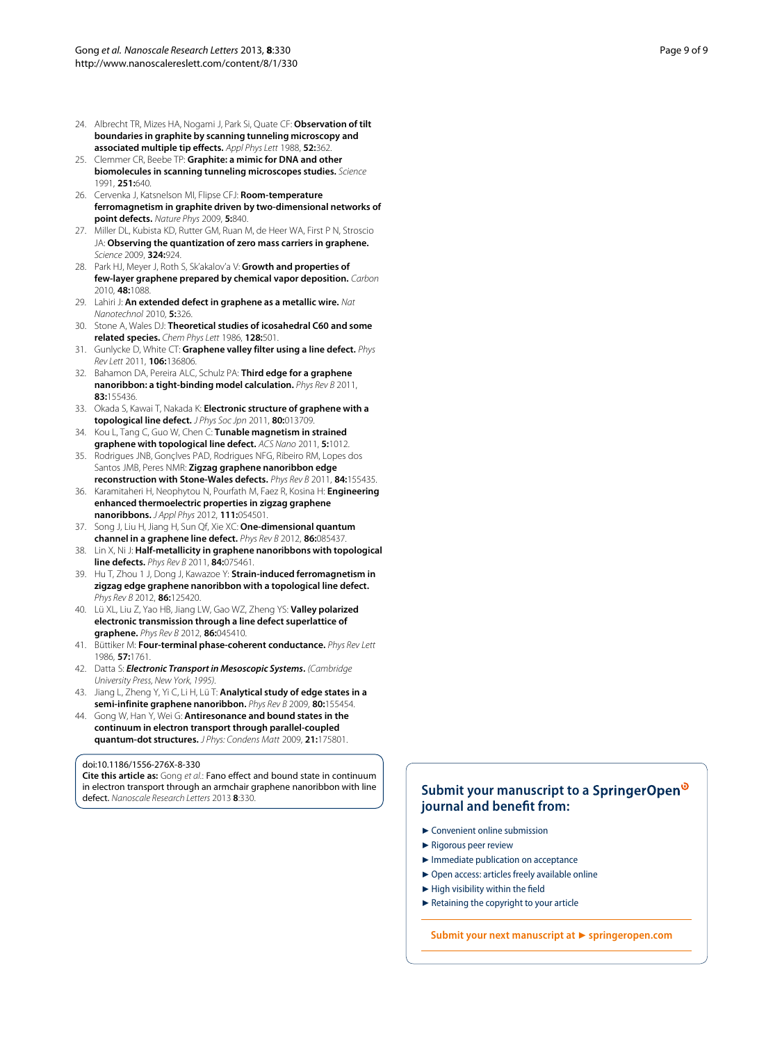24. Albrecht TR, Mizes HA, Nogami J, Park Si, Quate CF: **Observation of tilt boundaries in graphite by scanning tunneling microscopy and associated multiple tip effects.** *Appl Phys Lett* 1988, **52:**362.
25. Clemmer CR, Beebe TP: **Graphite: a mimic for DNA and other biomolecules in scanning tunneling microscopes studies.** *Science* 1991, **251:**640.
26. Cervenka J, Katsnelson MI, Flipse CFJ: **Room-temperature ferromagnetism in graphite driven by two-dimensional networks of point defects.** *Nature Phys* 2009, **5:**840.
27. Miller DL, Kubista KD, Rutter GM, Ruan M, de Heer WA, First P N, Stroscio JA: **Observing the quantization of zero mass carriers in graphene.** *Science* 2009, **324:**924.
28. Park HJ, Meyer J, Roth S, Sk'akalov'a V: **Growth and properties of few-layer graphene prepared by chemical vapor deposition.** *Carbon* 2010, **48:**1088.
29. Lahiri J: **An extended defect in graphene as a metallic wire.** *Nat Nanotechnol* 2010, **5:**326.
30. Stone A, Wales DJ: **Theoretical studies of icosahedral C60 and some related species.** *Chem Phys Lett* 1986, **128:**501.
31. Gunlycke D, White CT: **Graphene valley filter using a line defect.** *Phys Rev Lett* 2011, **106:**136806.
32. Bahamon DA, Pereira ALC, Schulz PA: **Third edge for a graphene nanoribbon: a tight-binding model calculation.** *Phys Rev B* 2011, **83:**155436.
33. Okada S, Kawai T, Nakada K: **Electronic structure of graphene with a topological line defect.** *J Phys Soc Jpn* 2011, **80:**013709.
34. Kou L, Tang C, Guo W, Chen C: **Tunable magnetism in strained graphene with topological line defect.** *ACS Nano* 2011, **5:**1012.
35. Rodrigues JNB, Gonçlves PAD, Rodrigues NFG, Ribeiro RM, Lopes dos Santos JMB, Peres NMR: **Zigzag graphene nanoribbon edge reconstruction with Stone-Wales defects.** *Phys Rev B* 2011, **84:**155435.
36. Karamitaheri H, Neophytou N, Pourfath M, Faez R, Kosina H: **Engineering enhanced thermoelectric properties in zigzag graphene nanoribbons.** *J Appl Phys* 2012, **111:**054501.
37. Song J, Liu H, Jiang H, Sun Qf, Xie XC: **One-dimensional quantum channel in a graphene line defect.** *Phys Rev B* 2012, **86:**085437.
38. Lin X, Ni J: **Half-metallicity in graphene nanoribbons with topological line defects.** *Phys Rev B* 2011, **84:**075461.
39. Hu T, Zhou 1 J, Dong J, Kawazoe Y: **Strain-induced ferromagnetism in zigzag edge graphene nanoribbon with a topological line defect.** *Phys Rev B* 2012, **86:**125420.
40. Lü XL, Liu Z, Yao HB, Jiang LW, Gao WZ, Zheng YS: **Valley polarized electronic transmission through a line defect superlattice of graphene.** *Phys Rev B* 2012, **86:**045410.
41. Büttiker M: **Four-terminal phase-coherent conductance.** *Phys Rev Lett* 1986, **57:**1761.
42. Datta S: ***Electronic Transport in Mesoscopic Systems***. *(Cambridge University Press, New York, 1995).*
43. Jiang L, Zheng Y, Yi C, Li H, Lü T: **Analytical study of edge states in a semi-infinite graphene nanoribbon.** *Phys Rev B* 2009, **80:**155454.
44. Gong W, Han Y, Wei G: **Antiresonance and bound states in the continuum in electron transport through parallel-coupled quantum-dot structures.** *J Phys: Condens Matt* 2009, **21:**175801.

doi:10.1186/1556-276X-8-330
**Cite this article as:** Gong *et al.*: Fano effect and bound state in continuum in electron transport through an armchair graphene nanoribbon with line defect. *Nanoscale Research Letters* 2013 **8**:330.

**Submit your manuscript to a SpringerOpen journal and benefit from:**

- ► Convenient online submission
- ► Rigorous peer review
- ► Immediate publication on acceptance
- ► Open access: articles freely available online
- ► High visibility within the field
- ► Retaining the copyright to your article

**Submit your next manuscript at ► springeropen.com**